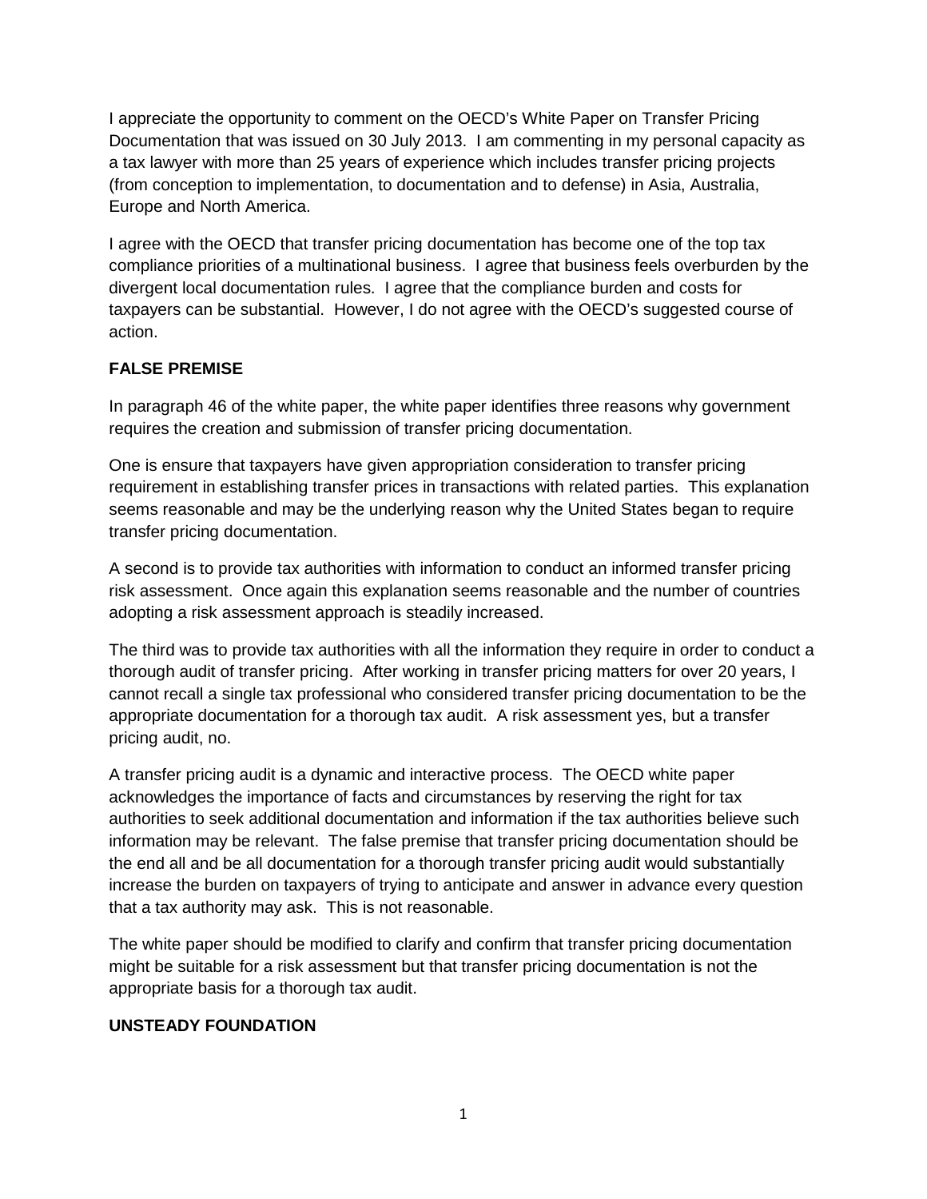I appreciate the opportunity to comment on the OECD's White Paper on Transfer Pricing Documentation that was issued on 30 July 2013. I am commenting in my personal capacity as a tax lawyer with more than 25 years of experience which includes transfer pricing projects (from conception to implementation, to documentation and to defense) in Asia, Australia, Europe and North America.

I agree with the OECD that transfer pricing documentation has become one of the top tax compliance priorities of a multinational business. I agree that business feels overburden by the divergent local documentation rules. I agree that the compliance burden and costs for taxpayers can be substantial. However, I do not agree with the OECD's suggested course of action.

**FALSE PREMISE**

In paragraph 46 of the white paper, the white paper identifies three reasons why government requires the creation and submission of transfer pricing documentation.

One is ensure that taxpayers have given appropriation consideration to transfer pricing requirement in establishing transfer prices in transactions with related parties. This explanation seems reasonable and may be the underlying reason why the United States began to require transfer pricing documentation.

A second is to provide tax authorities with information to conduct an informed transfer pricing risk assessment. Once again this explanation seems reasonable and the number of countries adopting a risk assessment approach is steadily increased.

The third was to provide tax authorities with all the information they require in order to conduct a thorough audit of transfer pricing. After working in transfer pricing matters for over 20 years, I cannot recall a single tax professional who considered transfer pricing documentation to be the appropriate documentation for a thorough tax audit. A risk assessment yes, but a transfer pricing audit, no.

A transfer pricing audit is a dynamic and interactive process. The OECD white paper acknowledges the importance of facts and circumstances by reserving the right for tax authorities to seek additional documentation and information if the tax authorities believe such information may be relevant. The false premise that transfer pricing documentation should be the end all and be all documentation for a thorough transfer pricing audit would substantially increase the burden on taxpayers of trying to anticipate and answer in advance every question that a tax authority may ask. This is not reasonable.

The white paper should be modified to clarify and confirm that transfer pricing documentation might be suitable for a risk assessment but that transfer pricing documentation is not the appropriate basis for a thorough tax audit.

**UNSTEADY FOUNDATION**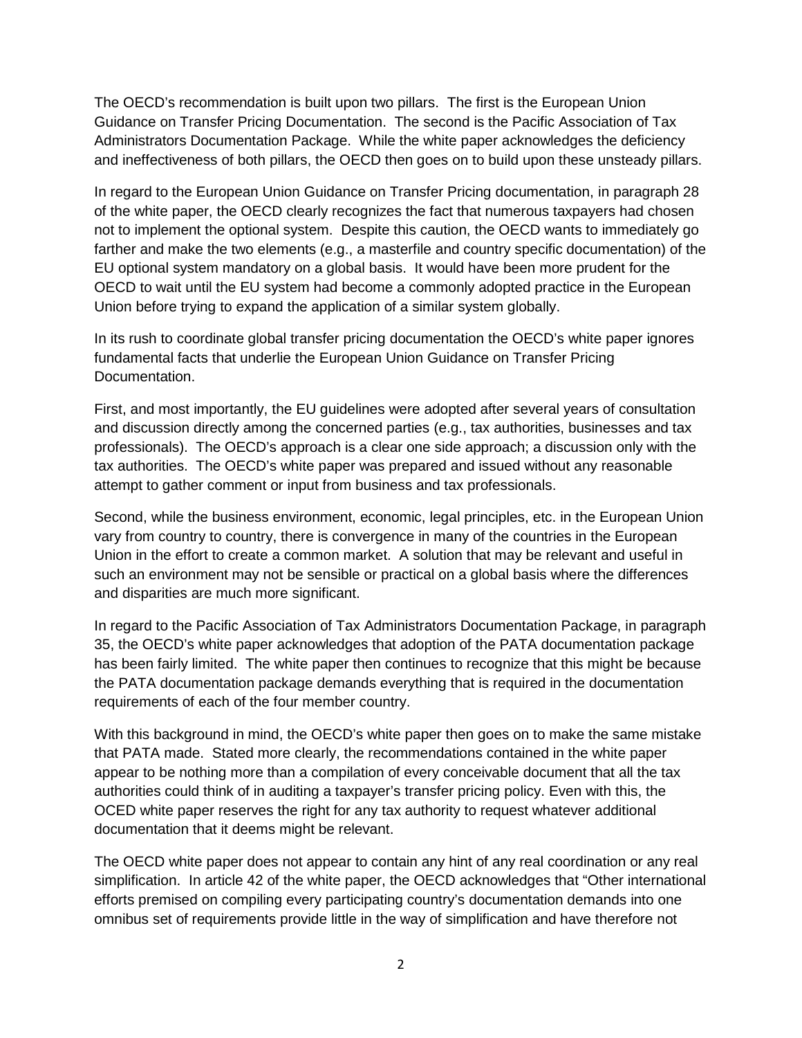The OECD's recommendation is built upon two pillars. The first is the European Union Guidance on Transfer Pricing Documentation. The second is the Pacific Association of Tax Administrators Documentation Package. While the white paper acknowledges the deficiency and ineffectiveness of both pillars, the OECD then goes on to build upon these unsteady pillars.

In regard to the European Union Guidance on Transfer Pricing documentation, in paragraph 28 of the white paper, the OECD clearly recognizes the fact that numerous taxpayers had chosen not to implement the optional system. Despite this caution, the OECD wants to immediately go farther and make the two elements (e.g., a masterfile and country specific documentation) of the EU optional system mandatory on a global basis. It would have been more prudent for the OECD to wait until the EU system had become a commonly adopted practice in the European Union before trying to expand the application of a similar system globally.

In its rush to coordinate global transfer pricing documentation the OECD's white paper ignores fundamental facts that underlie the European Union Guidance on Transfer Pricing Documentation.

First, and most importantly, the EU guidelines were adopted after several years of consultation and discussion directly among the concerned parties (e.g., tax authorities, businesses and tax professionals). The OECD's approach is a clear one side approach; a discussion only with the tax authorities. The OECD's white paper was prepared and issued without any reasonable attempt to gather comment or input from business and tax professionals.

Second, while the business environment, economic, legal principles, etc. in the European Union vary from country to country, there is convergence in many of the countries in the European Union in the effort to create a common market. A solution that may be relevant and useful in such an environment may not be sensible or practical on a global basis where the differences and disparities are much more significant.

In regard to the Pacific Association of Tax Administrators Documentation Package, in paragraph 35, the OECD's white paper acknowledges that adoption of the PATA documentation package has been fairly limited. The white paper then continues to recognize that this might be because the PATA documentation package demands everything that is required in the documentation requirements of each of the four member country.

With this background in mind, the OECD's white paper then goes on to make the same mistake that PATA made. Stated more clearly, the recommendations contained in the white paper appear to be nothing more than a compilation of every conceivable document that all the tax authorities could think of in auditing a taxpayer's transfer pricing policy. Even with this, the OCED white paper reserves the right for any tax authority to request whatever additional documentation that it deems might be relevant.

The OECD white paper does not appear to contain any hint of any real coordination or any real simplification. In article 42 of the white paper, the OECD acknowledges that "Other international efforts premised on compiling every participating country's documentation demands into one omnibus set of requirements provide little in the way of simplification and have therefore not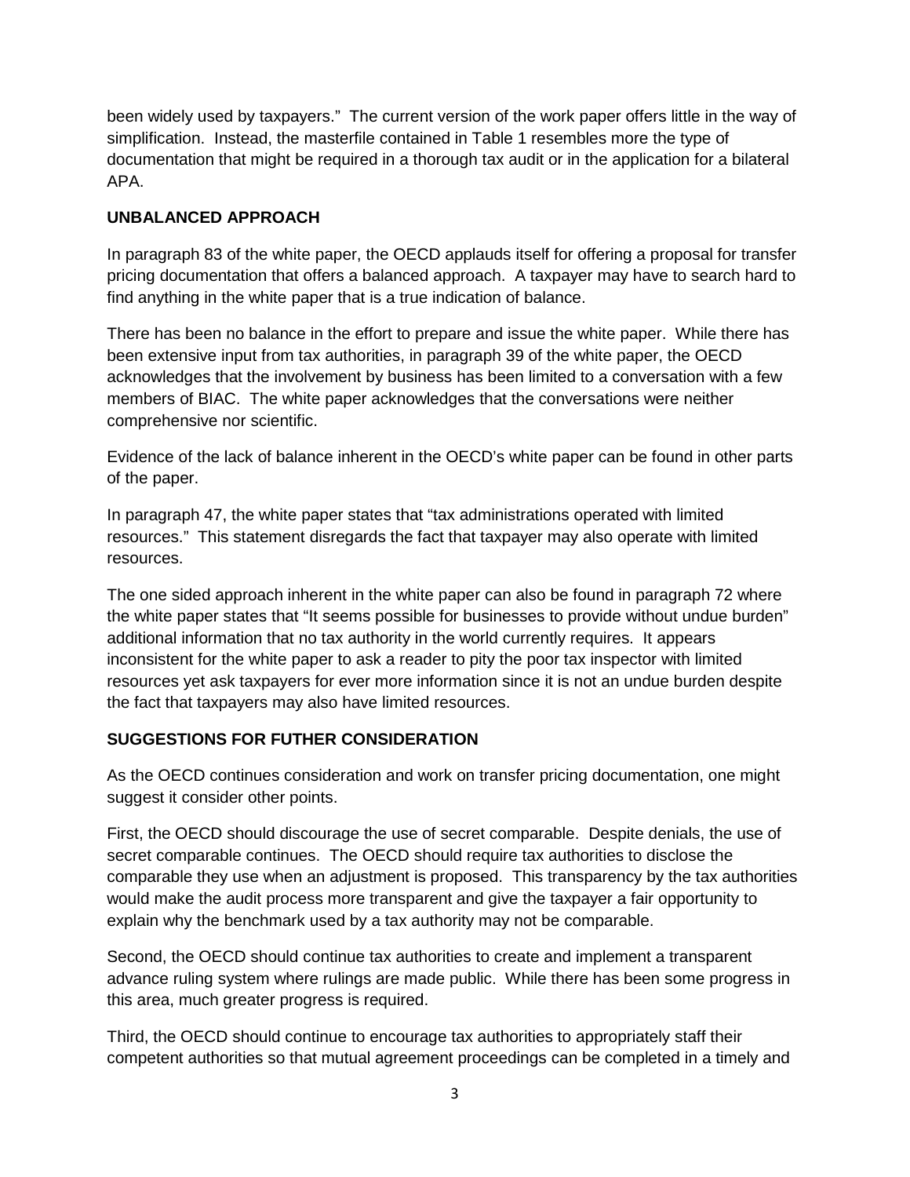been widely used by taxpayers." The current version of the work paper offers little in the way of simplification. Instead, the masterfile contained in Table 1 resembles more the type of documentation that might be required in a thorough tax audit or in the application for a bilateral APA.

**UNBALANCED APPROACH**

In paragraph 83 of the white paper, the OECD applauds itself for offering a proposal for transfer pricing documentation that offers a balanced approach. A taxpayer may have to search hard to find anything in the white paper that is a true indication of balance.

There has been no balance in the effort to prepare and issue the white paper. While there has been extensive input from tax authorities, in paragraph 39 of the white paper, the OECD acknowledges that the involvement by business has been limited to a conversation with a few members of BIAC. The white paper acknowledges that the conversations were neither comprehensive nor scientific.

Evidence of the lack of balance inherent in the OECD's white paper can be found in other parts of the paper.

In paragraph 47, the white paper states that "tax administrations operated with limited resources." This statement disregards the fact that taxpayer may also operate with limited resources.

The one sided approach inherent in the white paper can also be found in paragraph 72 where the white paper states that "It seems possible for businesses to provide without undue burden" additional information that no tax authority in the world currently requires. It appears inconsistent for the white paper to ask a reader to pity the poor tax inspector with limited resources yet ask taxpayers for ever more information since it is not an undue burden despite the fact that taxpayers may also have limited resources.

**SUGGESTIONS FOR FUTHER CONSIDERATION**

As the OECD continues consideration and work on transfer pricing documentation, one might suggest it consider other points.

First, the OECD should discourage the use of secret comparable. Despite denials, the use of secret comparable continues. The OECD should require tax authorities to disclose the comparable they use when an adjustment is proposed. This transparency by the tax authorities would make the audit process more transparent and give the taxpayer a fair opportunity to explain why the benchmark used by a tax authority may not be comparable.

Second, the OECD should continue tax authorities to create and implement a transparent advance ruling system where rulings are made public. While there has been some progress in this area, much greater progress is required.

Third, the OECD should continue to encourage tax authorities to appropriately staff their competent authorities so that mutual agreement proceedings can be completed in a timely and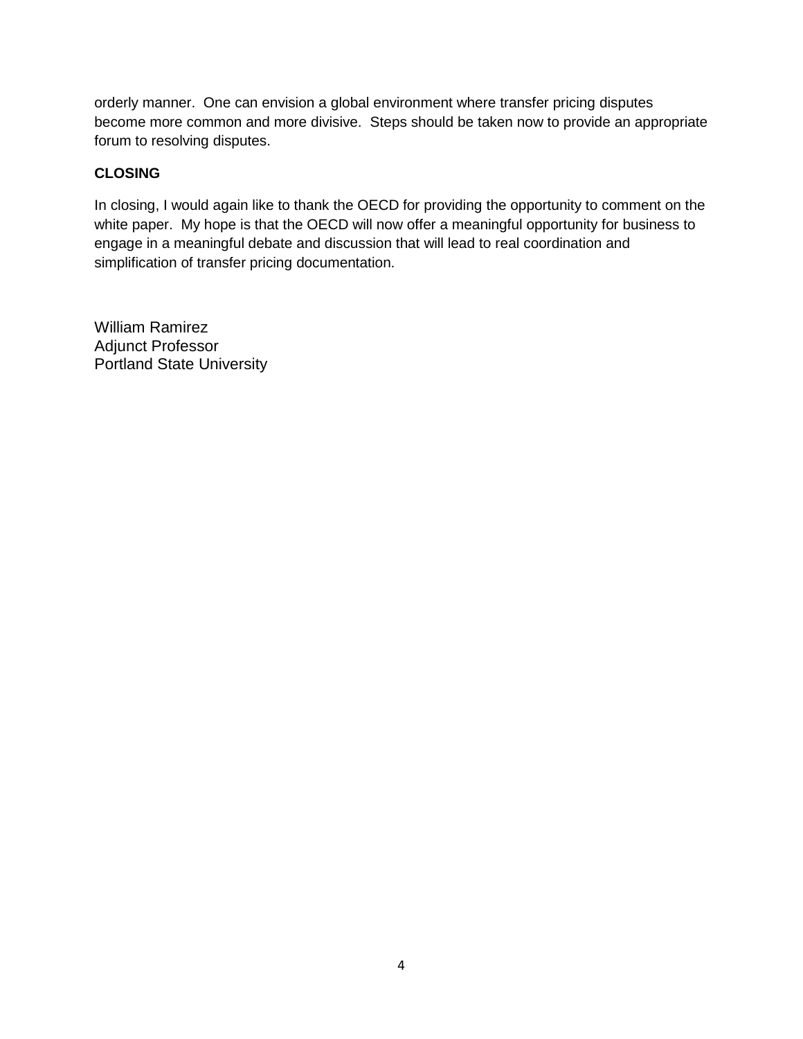orderly manner. One can envision a global environment where transfer pricing disputes become more common and more divisive. Steps should be taken now to provide an appropriate forum to resolving disputes.

## CLOSING

In closing, I would again like to thank the OECD for providing the opportunity to comment on the white paper. My hope is that the OECD will now offer a meaningful opportunity for business to engage in a meaningful debate and discussion that will lead to real coordination and simplification of transfer pricing documentation.

William Ramirez
Adjunct Professor
Portland State University